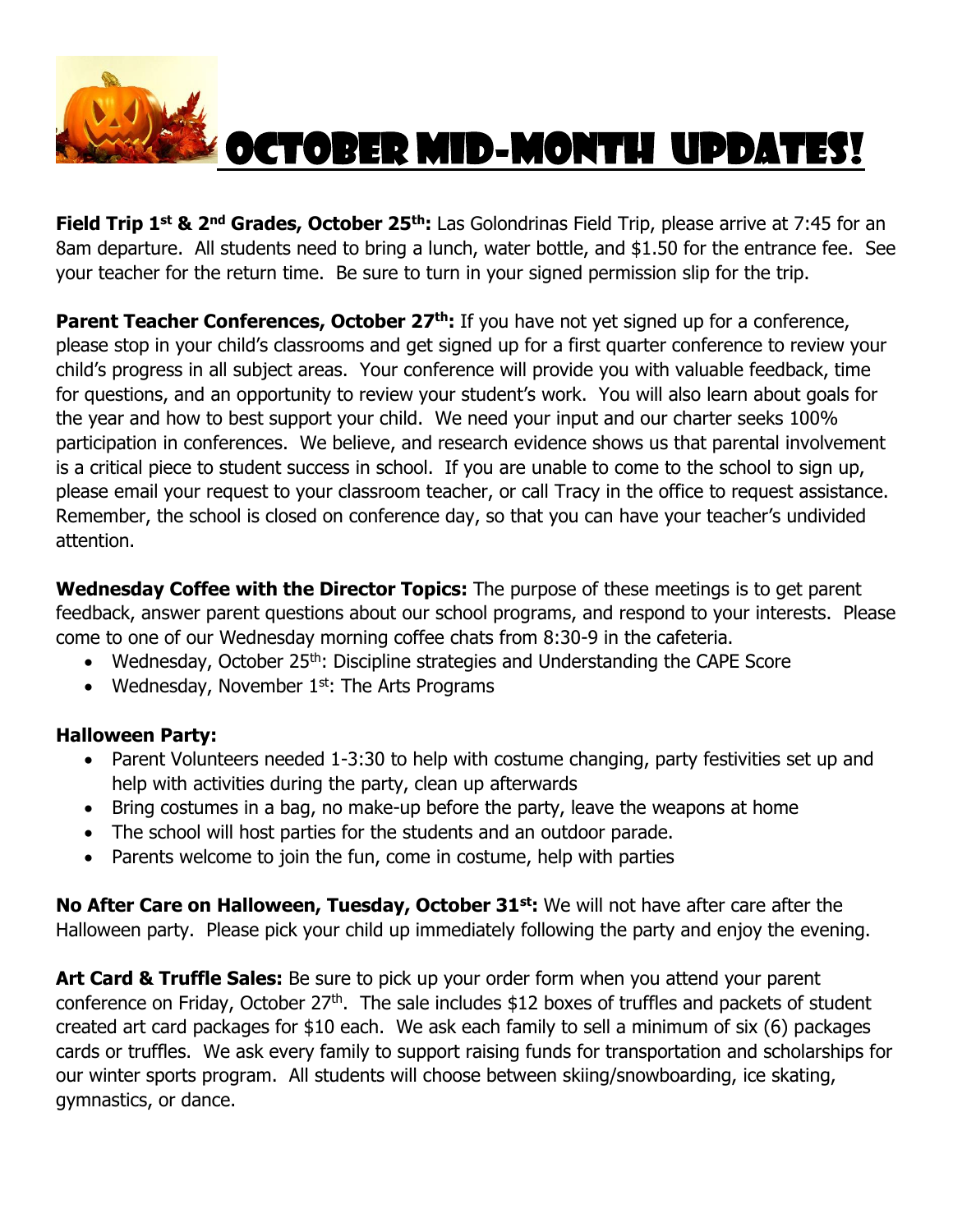# October Mid-Month Updates!

**Field Trip 1st & 2nd Grades, October 25th:** Las Golondrinas Field Trip, please arrive at 7:45 for an 8am departure. All students need to bring a lunch, water bottle, and $1.50 for the entrance fee. See your teacher for the return time. Be sure to turn in your signed permission slip for the trip.

**Parent Teacher Conferences, October 27th:** If you have not yet signed up for a conference, please stop in your child's classrooms and get signed up for a first quarter conference to review your child's progress in all subject areas. Your conference will provide you with valuable feedback, time for questions, and an opportunity to review your student's work. You will also learn about goals for the year and how to best support your child. We need your input and our charter seeks 100% participation in conferences. We believe, and research evidence shows us that parental involvement is a critical piece to student success in school. If you are unable to come to the school to sign up, please email your request to your classroom teacher, or call Tracy in the office to request assistance. Remember, the school is closed on conference day, so that you can have your teacher's undivided attention.

**Wednesday Coffee with the Director Topics:** The purpose of these meetings is to get parent feedback, answer parent questions about our school programs, and respond to your interests. Please come to one of our Wednesday morning coffee chats from 8:30-9 in the cafeteria.

- Wednesday, October 25th: Discipline strategies and Understanding the CAPE Score
- Wednesday, November 1st: The Arts Programs

**Halloween Party:**

- Parent Volunteers needed 1-3:30 to help with costume changing, party festivities set up and help with activities during the party, clean up afterwards
- Bring costumes in a bag, no make-up before the party, leave the weapons at home
- The school will host parties for the students and an outdoor parade.
- Parents welcome to join the fun, come in costume, help with parties

**No After Care on Halloween, Tuesday, October 31st:** We will not have after care after the Halloween party. Please pick your child up immediately following the party and enjoy the evening.

**Art Card & Truffle Sales:** Be sure to pick up your order form when you attend your parent conference on Friday, October 27th. The sale includes $12 boxes of truffles and packets of student created art card packages for $10 each. We ask each family to sell a minimum of six (6) packages cards or truffles. We ask every family to support raising funds for transportation and scholarships for our winter sports program. All students will choose between skiing/snowboarding, ice skating, gymnastics, or dance.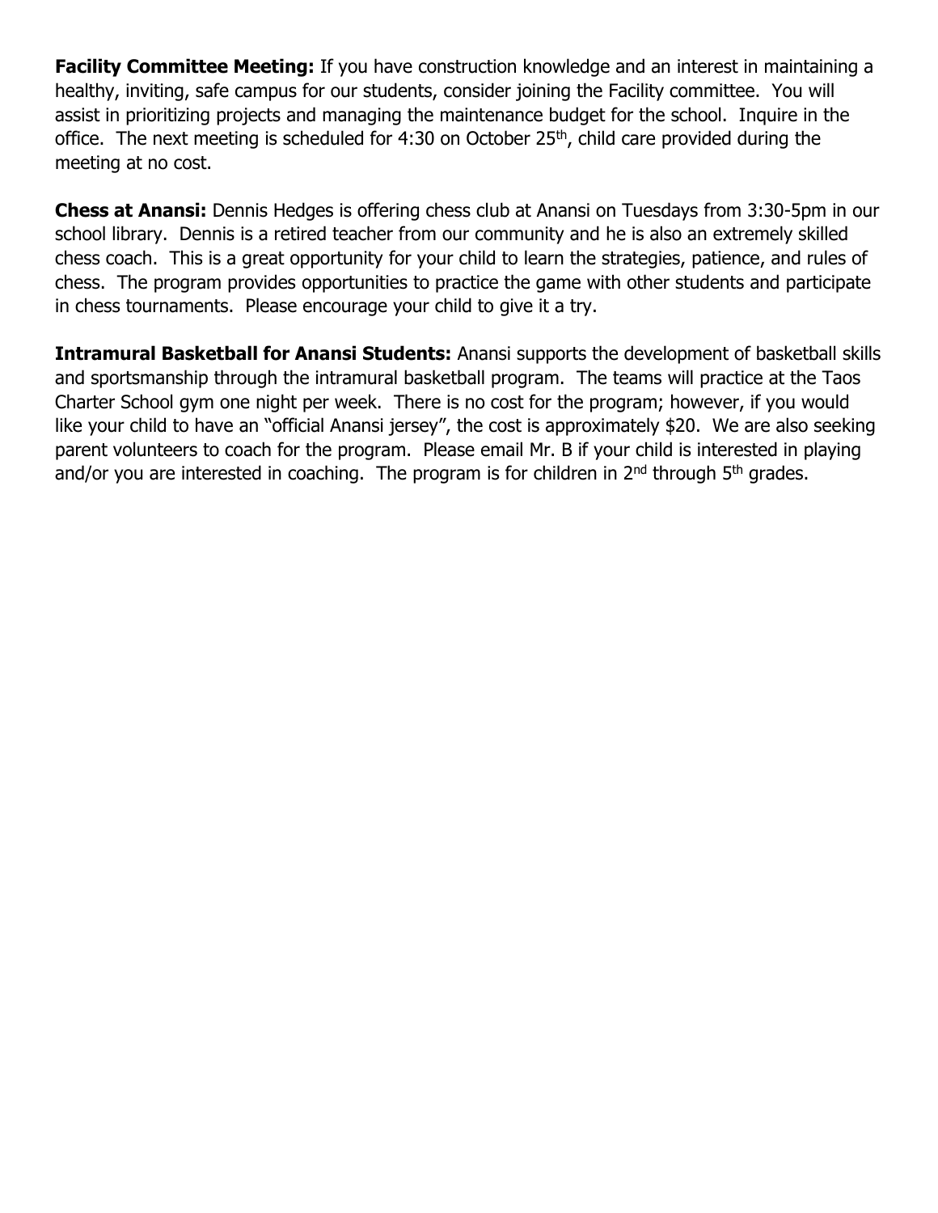**Facility Committee Meeting:** If you have construction knowledge and an interest in maintaining a healthy, inviting, safe campus for our students, consider joining the Facility committee. You will assist in prioritizing projects and managing the maintenance budget for the school. Inquire in the office. The next meeting is scheduled for 4:30 on October 25th, child care provided during the meeting at no cost.

**Chess at Anansi:** Dennis Hedges is offering chess club at Anansi on Tuesdays from 3:30-5pm in our school library. Dennis is a retired teacher from our community and he is also an extremely skilled chess coach. This is a great opportunity for your child to learn the strategies, patience, and rules of chess. The program provides opportunities to practice the game with other students and participate in chess tournaments. Please encourage your child to give it a try.

**Intramural Basketball for Anansi Students:** Anansi supports the development of basketball skills and sportsmanship through the intramural basketball program. The teams will practice at the Taos Charter School gym one night per week. There is no cost for the program; however, if you would like your child to have an "official Anansi jersey", the cost is approximately $20. We are also seeking parent volunteers to coach for the program. Please email Mr. B if your child is interested in playing and/or you are interested in coaching. The program is for children in 2nd through 5th grades.